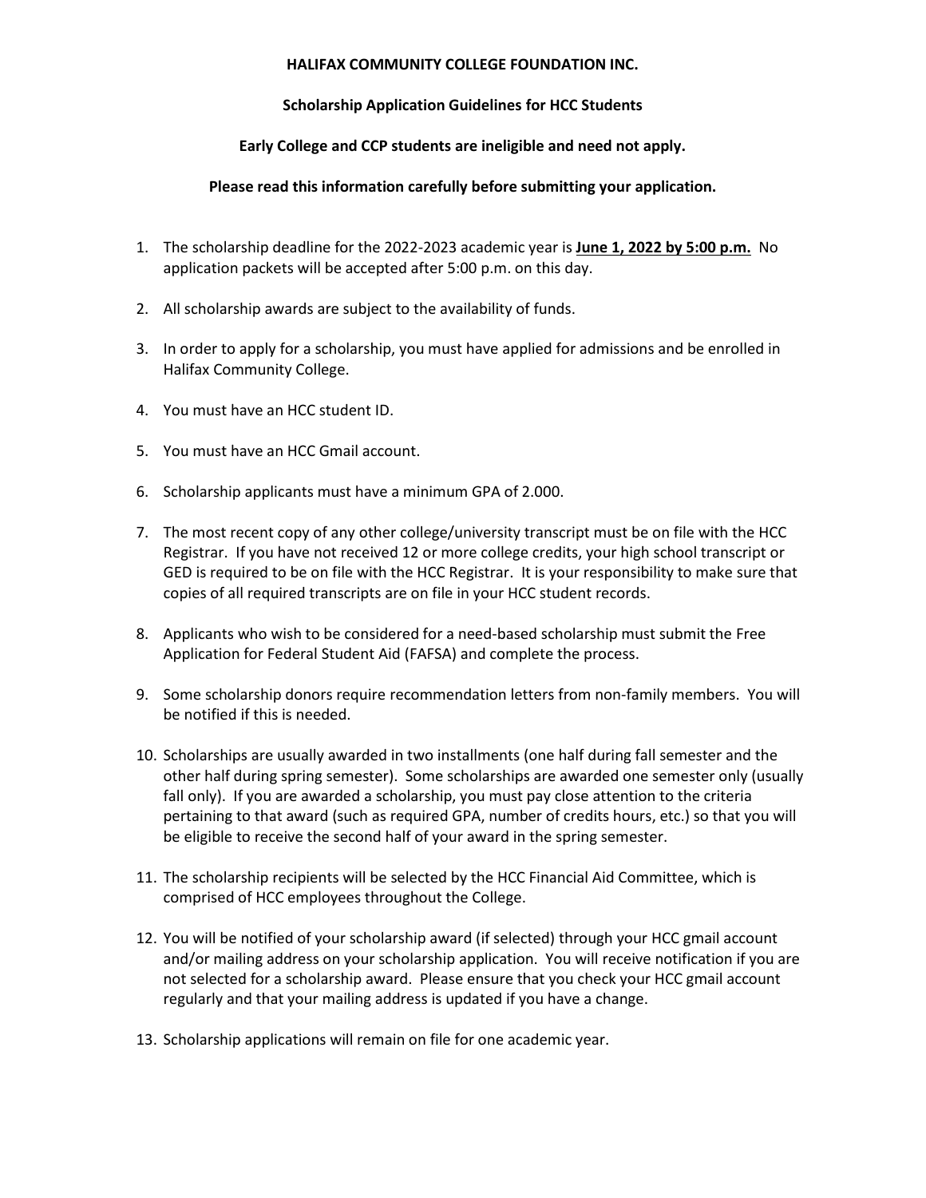**HALIFAX COMMUNITY COLLEGE FOUNDATION INC.**

**Scholarship Application Guidelines for HCC Students**

**Early College and CCP students are ineligible and need not apply.**

**Please read this information carefully before submitting your application.**

1. The scholarship deadline for the 2022-2023 academic year is **June 1, 2022 by 5:00 p.m.** No application packets will be accepted after 5:00 p.m. on this day.

2. All scholarship awards are subject to the availability of funds.

3. In order to apply for a scholarship, you must have applied for admissions and be enrolled in Halifax Community College.

4. You must have an HCC student ID.

5. You must have an HCC Gmail account.

6. Scholarship applicants must have a minimum GPA of 2.000.

7. The most recent copy of any other college/university transcript must be on file with the HCC Registrar. If you have not received 12 or more college credits, your high school transcript or GED is required to be on file with the HCC Registrar. It is your responsibility to make sure that copies of all required transcripts are on file in your HCC student records.

8. Applicants who wish to be considered for a need-based scholarship must submit the Free Application for Federal Student Aid (FAFSA) and complete the process.

9. Some scholarship donors require recommendation letters from non-family members. You will be notified if this is needed.

10. Scholarships are usually awarded in two installments (one half during fall semester and the other half during spring semester). Some scholarships are awarded one semester only (usually fall only). If you are awarded a scholarship, you must pay close attention to the criteria pertaining to that award (such as required GPA, number of credits hours, etc.) so that you will be eligible to receive the second half of your award in the spring semester.

11. The scholarship recipients will be selected by the HCC Financial Aid Committee, which is comprised of HCC employees throughout the College.

12. You will be notified of your scholarship award (if selected) through your HCC gmail account and/or mailing address on your scholarship application. You will receive notification if you are not selected for a scholarship award. Please ensure that you check your HCC gmail account regularly and that your mailing address is updated if you have a change.

13. Scholarship applications will remain on file for one academic year.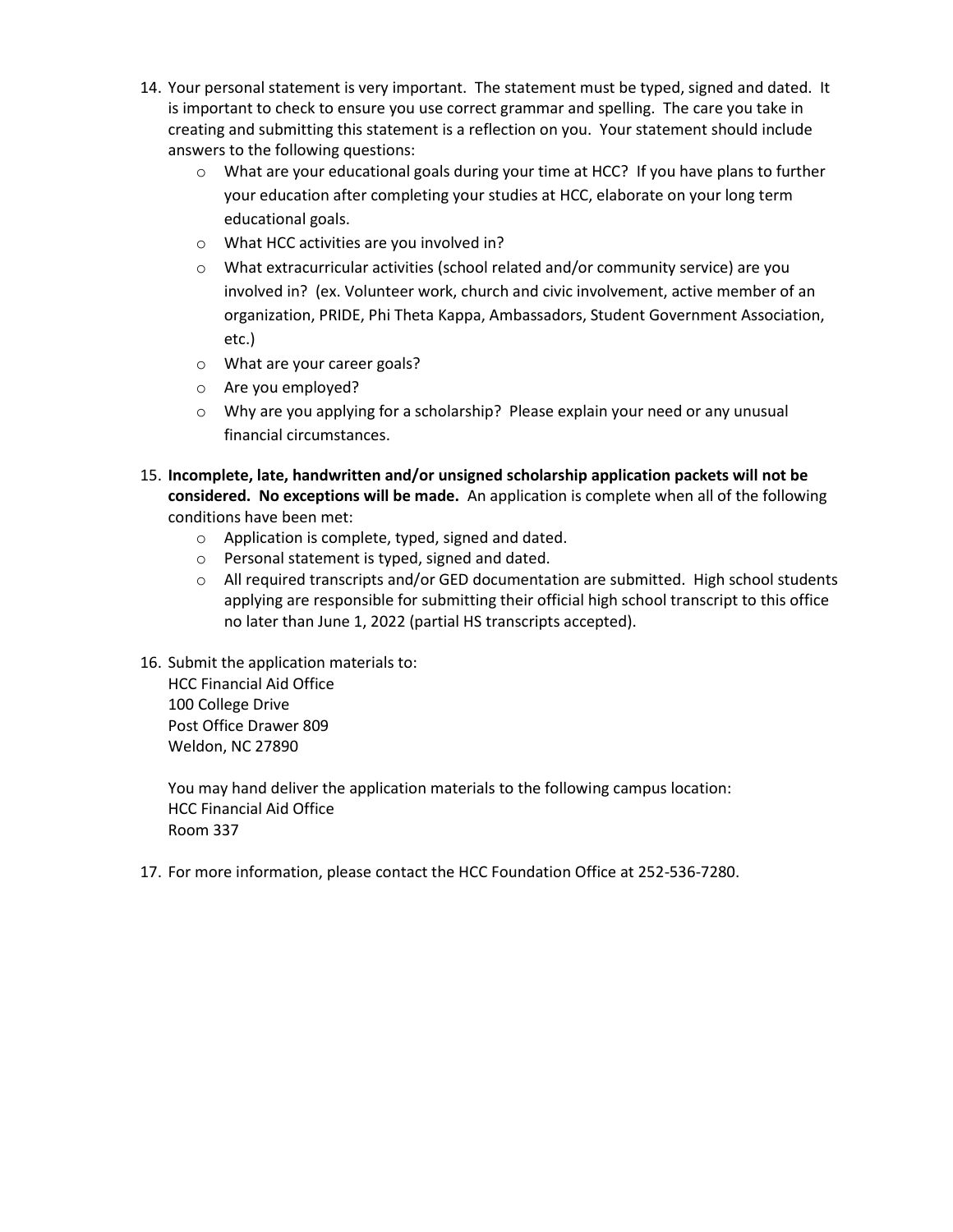14. Your personal statement is very important. The statement must be typed, signed and dated. It is important to check to ensure you use correct grammar and spelling. The care you take in creating and submitting this statement is a reflection on you. Your statement should include answers to the following questions:
    - What are your educational goals during your time at HCC? If you have plans to further your education after completing your studies at HCC, elaborate on your long term educational goals.
    - What HCC activities are you involved in?
    - What extracurricular activities (school related and/or community service) are you involved in? (ex. Volunteer work, church and civic involvement, active member of an organization, PRIDE, Phi Theta Kappa, Ambassadors, Student Government Association, etc.)
    - What are your career goals?
    - Are you employed?
    - Why are you applying for a scholarship? Please explain your need or any unusual financial circumstances.

15. **Incomplete, late, handwritten and/or unsigned scholarship application packets will not be considered. No exceptions will be made.** An application is complete when all of the following conditions have been met:
    - Application is complete, typed, signed and dated.
    - Personal statement is typed, signed and dated.
    - All required transcripts and/or GED documentation are submitted. High school students applying are responsible for submitting their official high school transcript to this office no later than June 1, 2022 (partial HS transcripts accepted).

16. Submit the application materials to:
    HCC Financial Aid Office
    100 College Drive
    Post Office Drawer 809
    Weldon, NC 27890

    You may hand deliver the application materials to the following campus location:
    HCC Financial Aid Office
    Room 337

17. For more information, please contact the HCC Foundation Office at 252-536-7280.